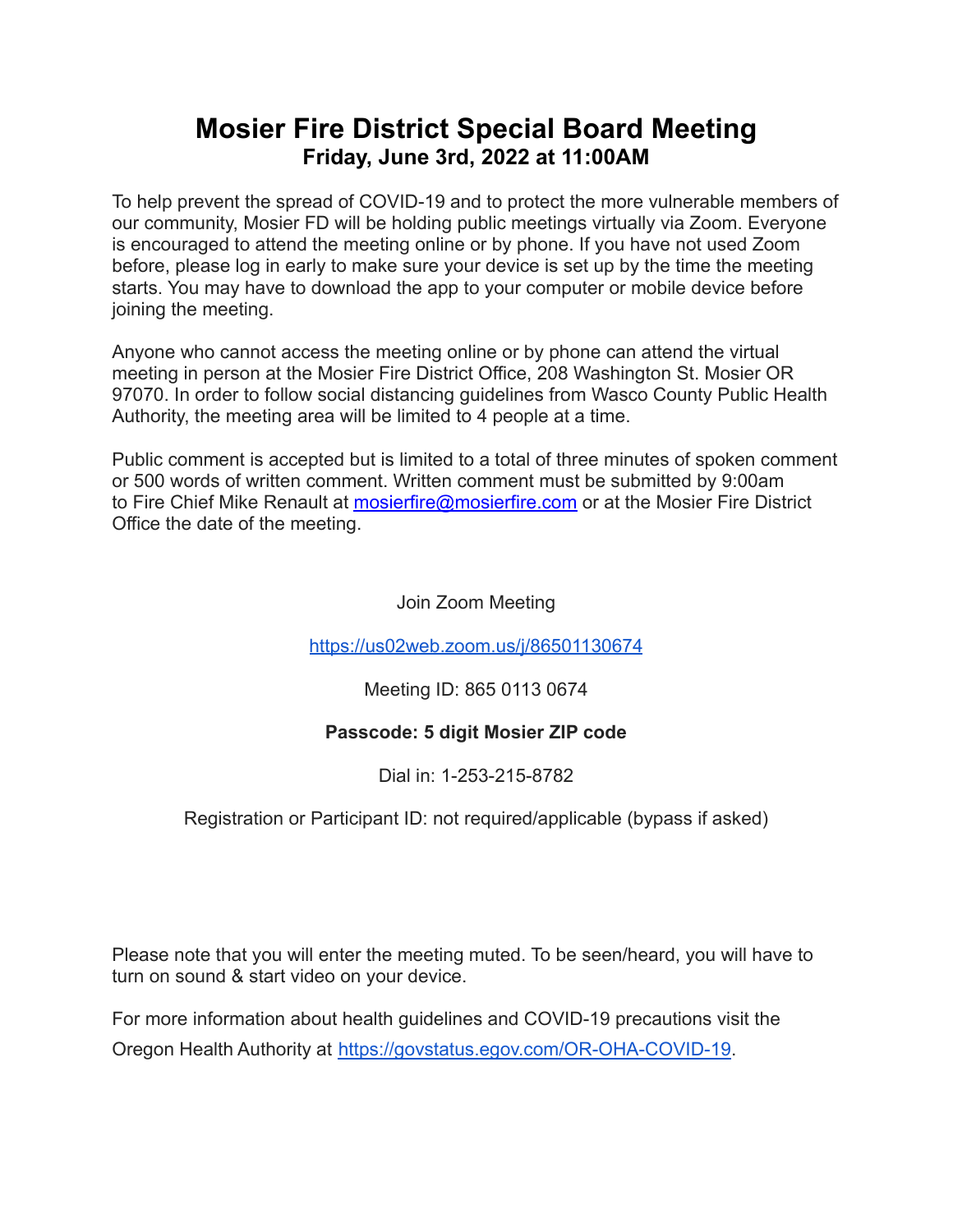# Mosier Fire District Special Board Meeting

**Friday, June 3rd, 2022 at 11:00AM**

To help prevent the spread of COVID-19 and to protect the more vulnerable members of our community, Mosier FD will be holding public meetings virtually via Zoom. Everyone is encouraged to attend the meeting online or by phone. If you have not used Zoom before, please log in early to make sure your device is set up by the time the meeting starts. You may have to download the app to your computer or mobile device before joining the meeting.

Anyone who cannot access the meeting online or by phone can attend the virtual meeting in person at the Mosier Fire District Office, 208 Washington St. Mosier OR 97070. In order to follow social distancing guidelines from Wasco County Public Health Authority, the meeting area will be limited to 4 people at a time.

Public comment is accepted but is limited to a total of three minutes of spoken comment or 500 words of written comment. Written comment must be submitted by 9:00am to Fire Chief Mike Renault at mosierfire@mosierfire.com or at the Mosier Fire District Office the date of the meeting.

Join Zoom Meeting

https://us02web.zoom.us/j/86501130674

Meeting ID: 865 0113 0674

**Passcode: 5 digit Mosier ZIP code**

Dial in: 1-253-215-8782

Registration or Participant ID: not required/applicable (bypass if asked)

Please note that you will enter the meeting muted. To be seen/heard, you will have to turn on sound & start video on your device.

For more information about health guidelines and COVID-19 precautions visit the Oregon Health Authority at https://govstatus.egov.com/OR-OHA-COVID-19.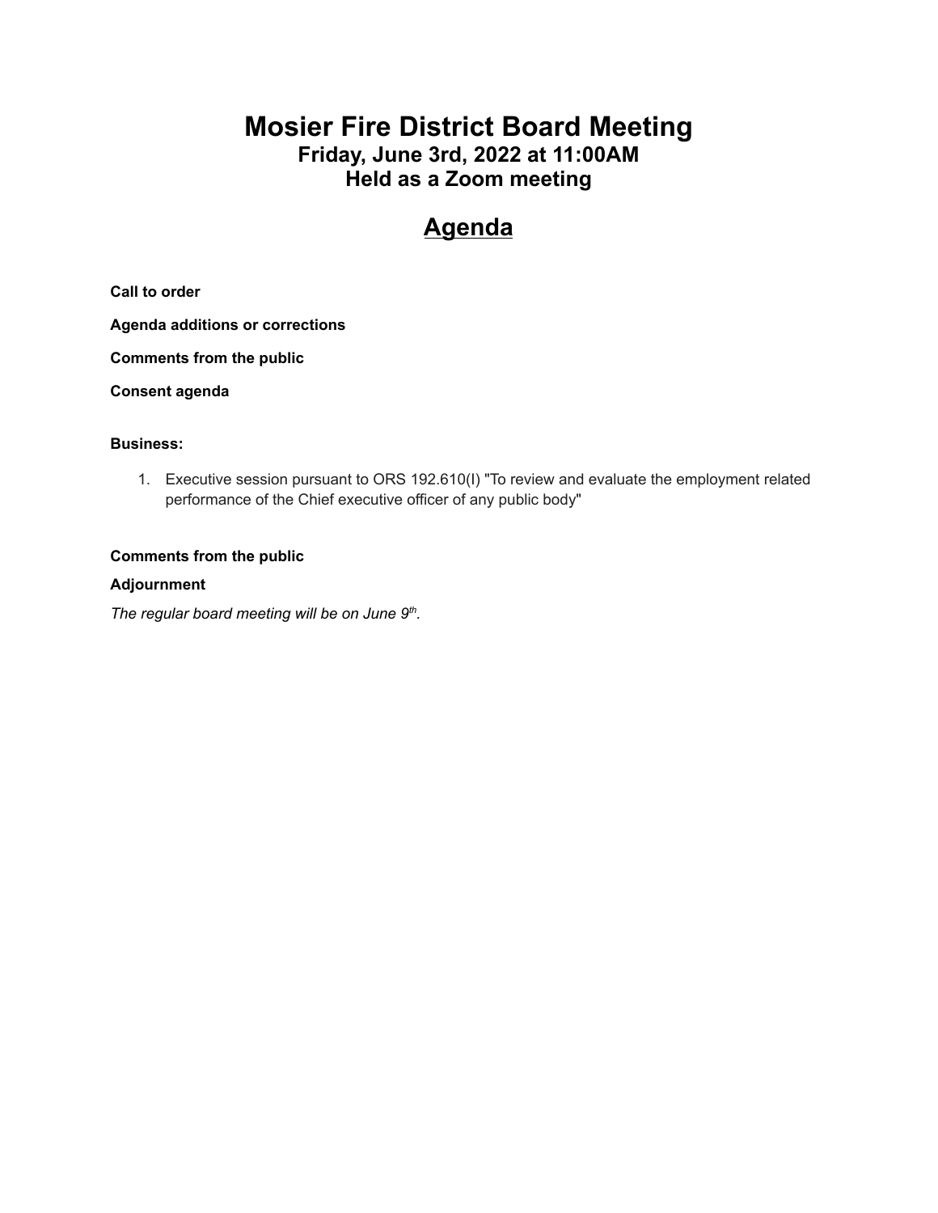# Mosier Fire District Board Meeting

## Friday, June 3rd, 2022 at 11:00AM

## Held as a Zoom meeting

## Agenda

**Call to order**

**Agenda additions or corrections**

**Comments from the public**

**Consent agenda**

**Business:**

1. Executive session pursuant to ORS 192.610(I) "To review and evaluate the employment related performance of the Chief executive officer of any public body"

**Comments from the public**

**Adjournment**

*The regular board meeting will be on June 9th.*